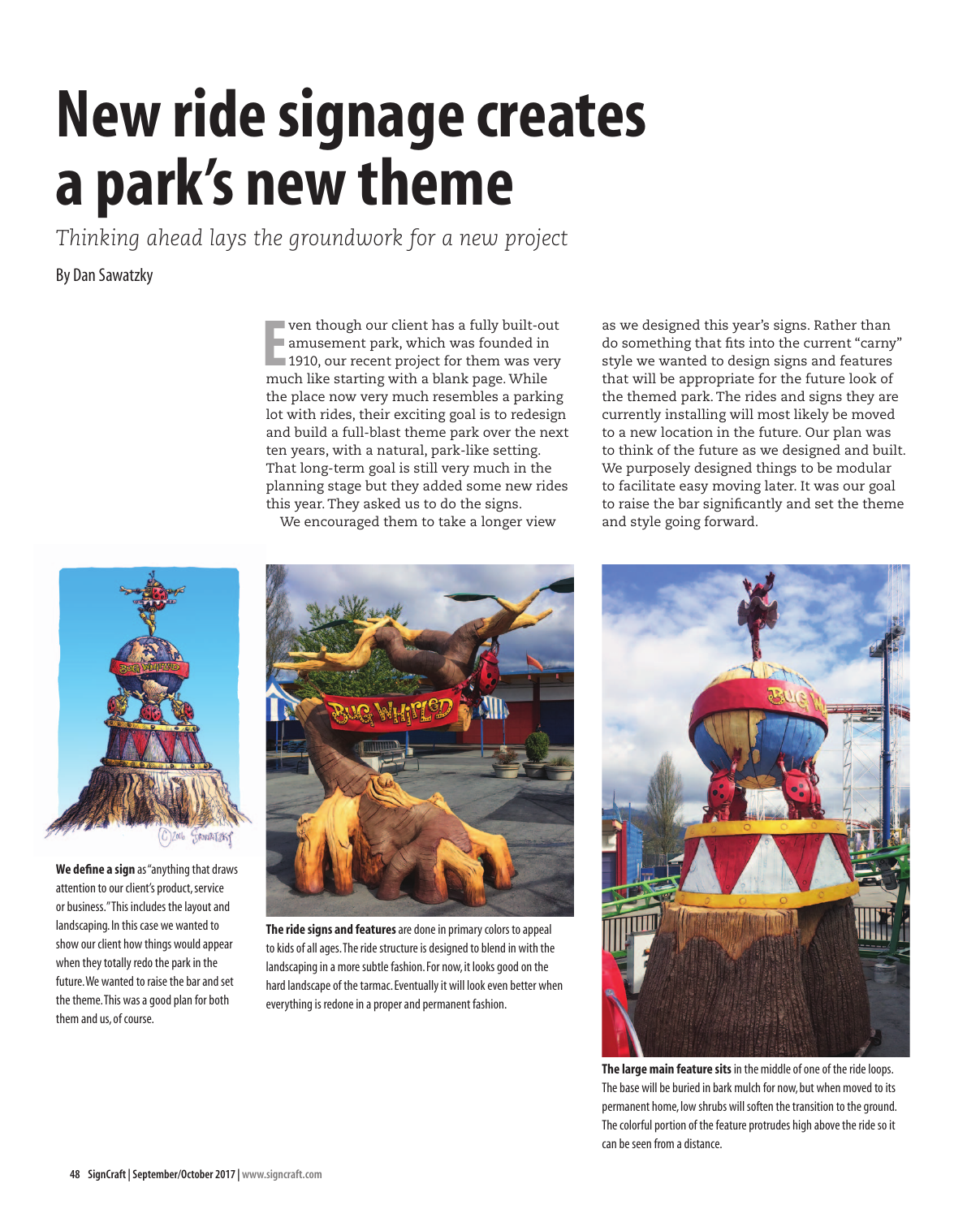# New ride signage creates a park's new theme

*Thinking ahead lays the groundwork for a new project*

By Dan Sawatzky

Even though our client has a fully built-out amusement park, which was founded in 1910, our recent project for them was very much like starting with a blank page. While the place now very much resembles a parking lot with rides, their exciting goal is to redesign and build a full-blast theme park over the next ten years, with a natural, park-like setting. That long-term goal is still very much in the planning stage but they added some new rides this year. They asked us to do the signs.

We encouraged them to take a longer view as we designed this year's signs. Rather than do something that fits into the current "carny" style we wanted to design signs and features that will be appropriate for the future look of the themed park. The rides and signs they are currently installing will most likely be moved to a new location in the future. Our plan was to think of the future as we designed and built. We purposely designed things to be modular to facilitate easy moving later. It was our goal to raise the bar significantly and set the theme and style going forward.

**We define a sign** as "anything that draws attention to our client's product, service or business." This includes the layout and landscaping. In this case we wanted to show our client how things would appear when they totally redo the park in the future. We wanted to raise the bar and set the theme. This was a good plan for both them and us, of course.

**The ride signs and features** are done in primary colors to appeal to kids of all ages. The ride structure is designed to blend in with the landscaping in a more subtle fashion. For now, it looks good on the hard landscape of the tarmac. Eventually it will look even better when everything is redone in a proper and permanent fashion.

**The large main feature sits** in the middle of one of the ride loops. The base will be buried in bark mulch for now, but when moved to its permanent home, low shrubs will soften the transition to the ground. The colorful portion of the feature protrudes high above the ride so it can be seen from a distance.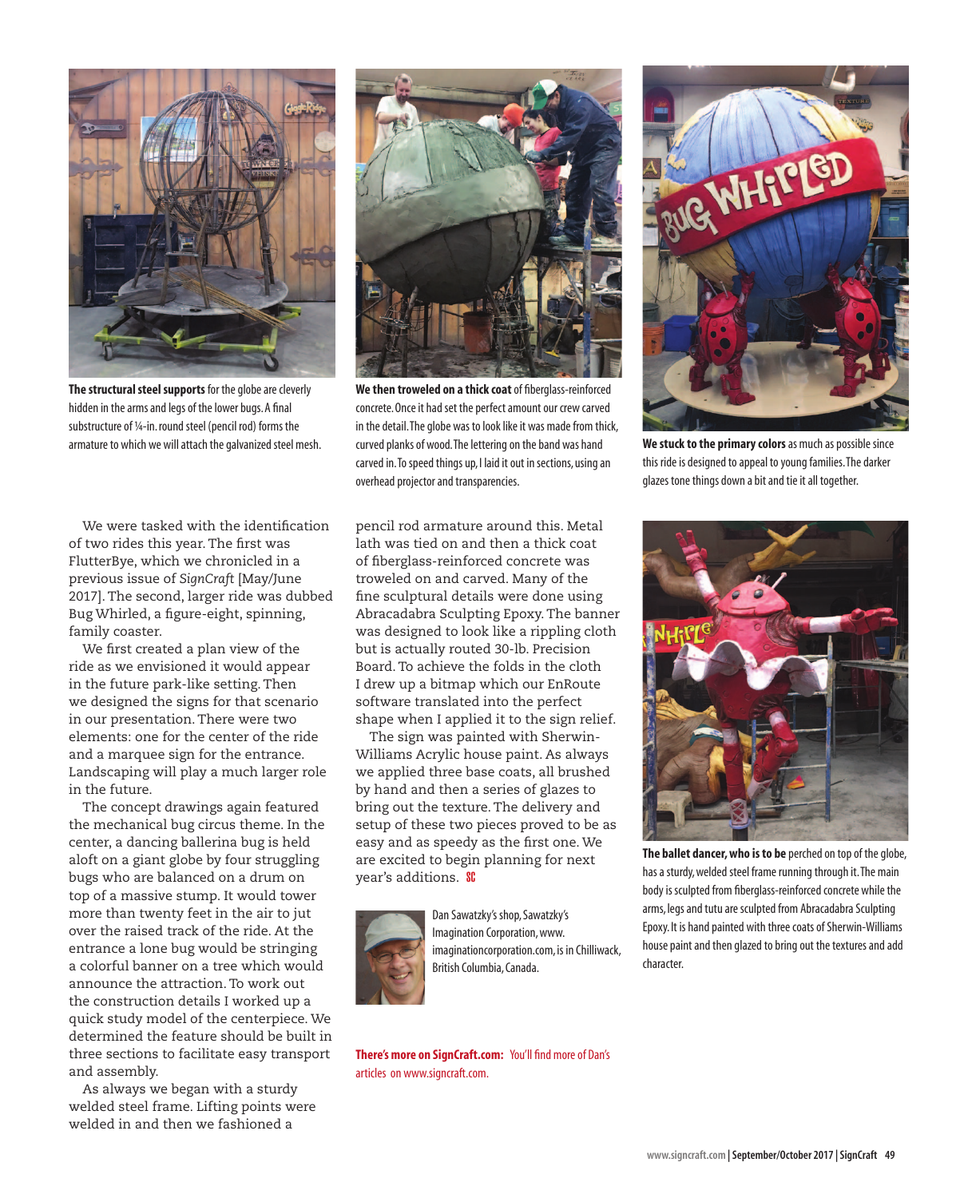**The structural steel supports** for the globe are cleverly hidden in the arms and legs of the lower bugs. A final substructure of ¼-in. round steel (pencil rod) forms the armature to which we will attach the galvanized steel mesh.

**We then troweled on a thick coat** of fiberglass-reinforced concrete. Once it had set the perfect amount our crew carved in the detail. The globe was to look like it was made from thick, curved planks of wood. The lettering on the band was hand carved in. To speed things up, I laid it out in sections, using an overhead projector and transparencies.

**We stuck to the primary colors** as much as possible since this ride is designed to appeal to young families. The darker glazes tone things down a bit and tie it all together.

We were tasked with the identification of two rides this year. The first was FlutterBye, which we chronicled in a previous issue of *SignCraft* [May/June 2017]. The second, larger ride was dubbed Bug Whirled, a figure-eight, spinning, family coaster.

We first created a plan view of the ride as we envisioned it would appear in the future park-like setting. Then we designed the signs for that scenario in our presentation. There were two elements: one for the center of the ride and a marquee sign for the entrance. Landscaping will play a much larger role in the future.

The concept drawings again featured the mechanical bug circus theme. In the center, a dancing ballerina bug is held aloft on a giant globe by four struggling bugs who are balanced on a drum on top of a massive stump. It would tower more than twenty feet in the air to jut over the raised track of the ride. At the entrance a lone bug would be stringing a colorful banner on a tree which would announce the attraction. To work out the construction details I worked up a quick study model of the centerpiece. We determined the feature should be built in three sections to facilitate easy transport and assembly.

As always we began with a sturdy welded steel frame. Lifting points were welded in and then we fashioned a pencil rod armature around this. Metal lath was tied on and then a thick coat of fiberglass-reinforced concrete was troweled on and carved. Many of the fine sculptural details were done using Abracadabra Sculpting Epoxy. The banner was designed to look like a rippling cloth but is actually routed 30-lb. Precision Board. To achieve the folds in the cloth I drew up a bitmap which our EnRoute software translated into the perfect shape when I applied it to the sign relief.

The sign was painted with Sherwin-Williams Acrylic house paint. As always we applied three base coats, all brushed by hand and then a series of glazes to bring out the texture. The delivery and setup of these two pieces proved to be as easy and as speedy as the first one. We are excited to begin planning for next year's additions. SC

Dan Sawatzky's shop, Sawatzky's Imagination Corporation, www.imaginationcorporation.com, is in Chilliwack, British Columbia, Canada.

**There's more on SignCraft.com:** You'll find more of Dan's articles on www.signcraft.com.

**The ballet dancer, who is to be** perched on top of the globe, has a sturdy, welded steel frame running through it. The main body is sculpted from fiberglass-reinforced concrete while the arms, legs and tutu are sculpted from Abracadabra Sculpting Epoxy. It is hand painted with three coats of Sherwin-Williams house paint and then glazed to bring out the textures and add character.